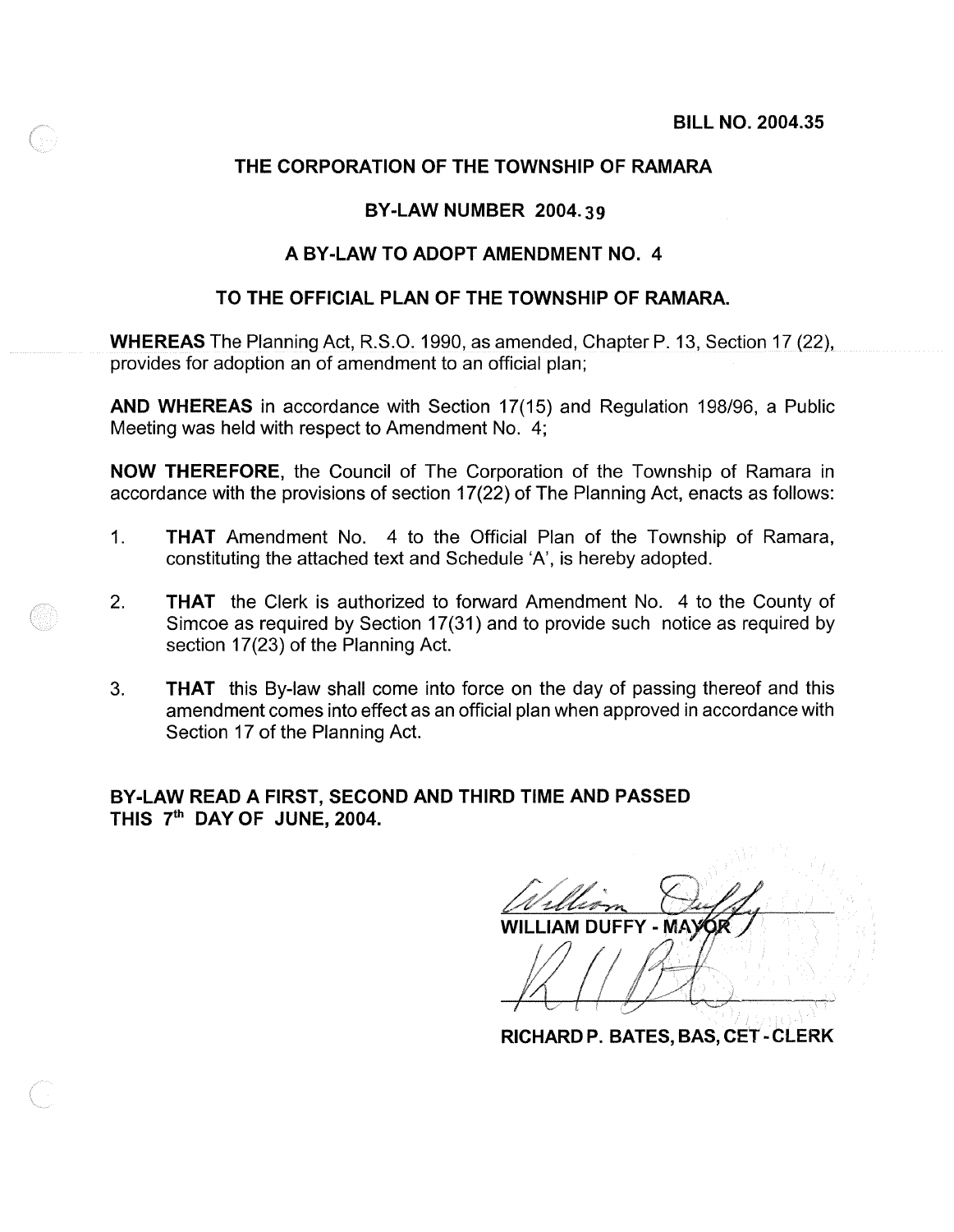BILL NO. 2004.35

# THE CORPORATION OF THE TOWNSHIP OF RAMARA

## BY-LAW NUMBER 2004.39

## A BY-LAW TO ADOPT AMENDMENT NO. 4

## TO THE OFFICIAL PLAN OF THE TOWNSHIP OF RAMARA.

**WHEREAS** The Planning Act, R.S.O. 1990, as amended, Chapter P. 13, Section 17 (22), provides for adoption an of amendment to an official plan;

**AND WHEREAS** in accordance with Section 17(15) and Regulation 198/96, a Public Meeting was held with respect to Amendment No. 4;

**NOW THEREFORE**, the Council of The Corporation of the Township of Ramara in accordance with the provisions of section 17(22) of The Planning Act, enacts as follows:

1. **THAT** Amendment No. 4 to the Official Plan of the Township of Ramara, constituting the attached text and Schedule 'A', is hereby adopted.

2. **THAT** the Clerk is authorized to forward Amendment No. 4 to the County of Simcoe as required by Section 17(31) and to provide such notice as required by section 17(23) of the Planning Act.

3. **THAT** this By-law shall come into force on the day of passing thereof and this amendment comes into effect as an official plan when approved in accordance with Section 17 of the Planning Act.

**BY-LAW READ A FIRST, SECOND AND THIRD TIME AND PASSED THIS 7th DAY OF JUNE, 2004.**

WILLIAM DUFFY - MAYOR

RICHARD P. BATES, BAS, CET - CLERK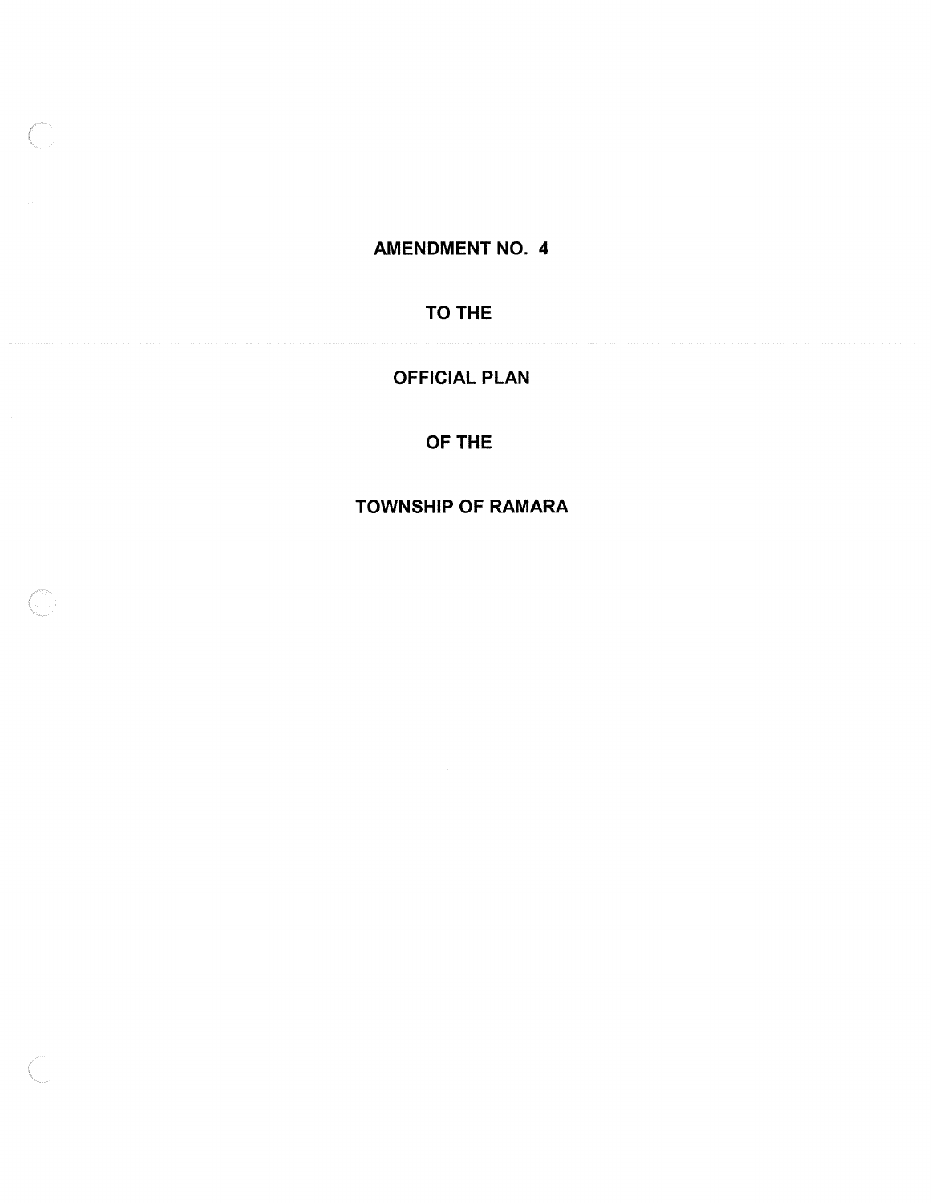# AMENDMENT NO. 4

# TO THE

# OFFICIAL PLAN

# OF THE

# TOWNSHIP OF RAMARA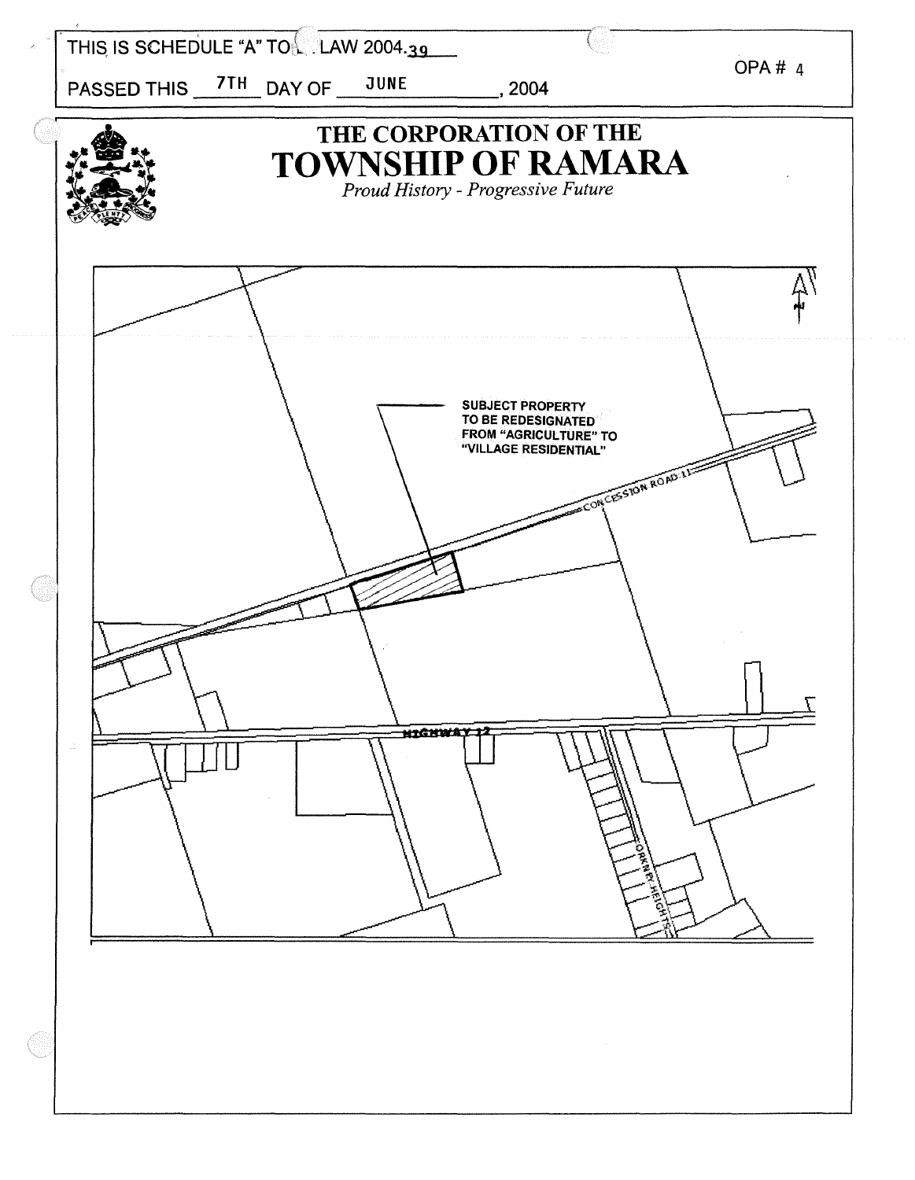THIS IS SCHEDULE "A" TO BY-LAW 2004.39

PASSED THIS 7TH DAY OF JUNE, 2004

OPA # 4

# THE CORPORATION OF THE TOWNSHIP OF RAMARA

*Proud History - Progressive Future*

SUBJECT PROPERTY TO BE REDESIGNATED FROM "AGRICULTURE" TO "VILLAGE RESIDENTIAL"

CONCESSION ROAD 11

HIGHWAY 12

ORKNEY HEIGHTS

N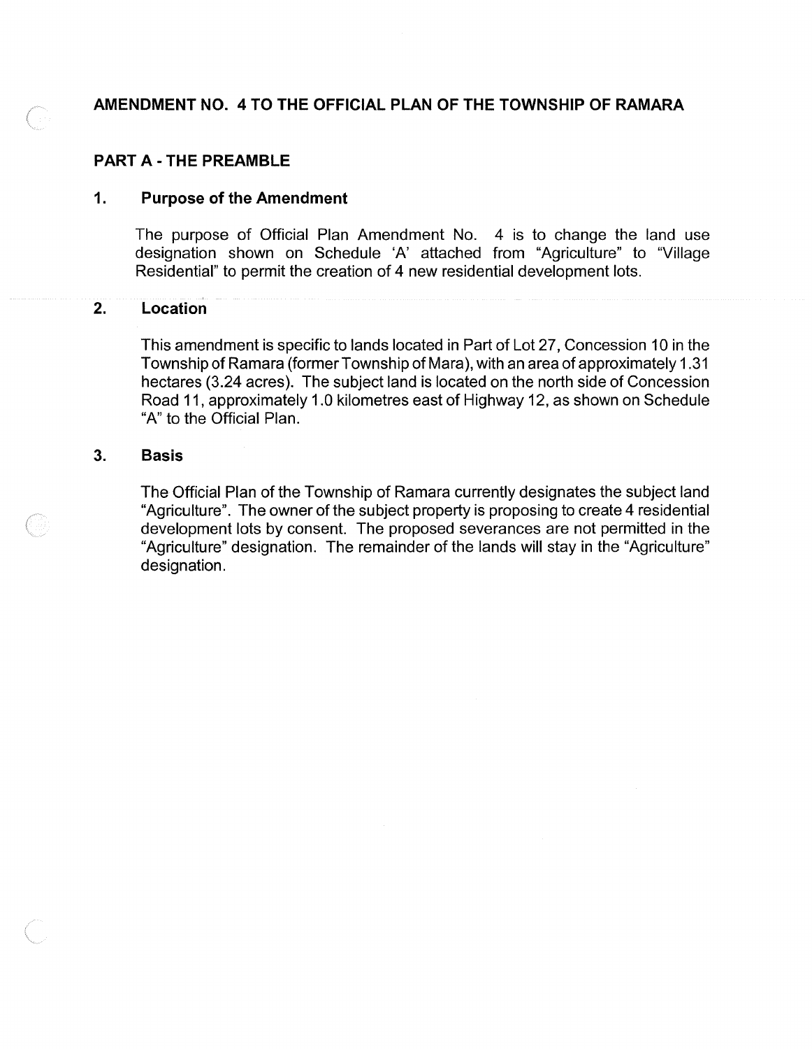# AMENDMENT NO. 4 TO THE OFFICIAL PLAN OF THE TOWNSHIP OF RAMARA

## PART A - THE PREAMBLE

### 1. Purpose of the Amendment

The purpose of Official Plan Amendment No. 4 is to change the land use designation shown on Schedule 'A' attached from "Agriculture" to "Village Residential" to permit the creation of 4 new residential development lots.

### 2. Location

This amendment is specific to lands located in Part of Lot 27, Concession 10 in the Township of Ramara (former Township of Mara), with an area of approximately 1.31 hectares (3.24 acres). The subject land is located on the north side of Concession Road 11, approximately 1.0 kilometres east of Highway 12, as shown on Schedule "A" to the Official Plan.

### 3. Basis

The Official Plan of the Township of Ramara currently designates the subject land "Agriculture". The owner of the subject property is proposing to create 4 residential development lots by consent. The proposed severances are not permitted in the "Agriculture" designation. The remainder of the lands will stay in the "Agriculture" designation.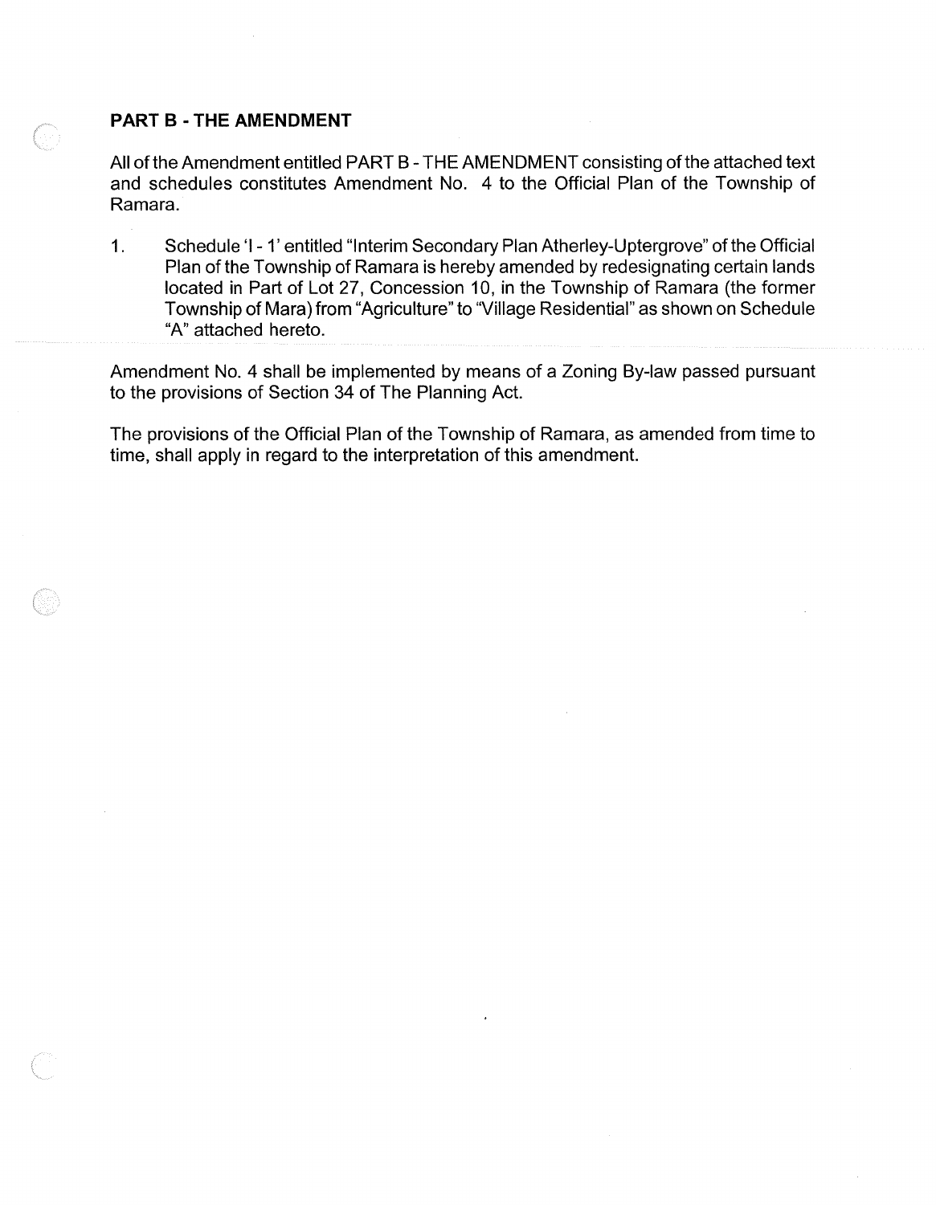## PART B - THE AMENDMENT

All of the Amendment entitled PART B - THE AMENDMENT consisting of the attached text and schedules constitutes Amendment No. 4 to the Official Plan of the Township of Ramara.

1. Schedule 'I - 1' entitled "Interim Secondary Plan Atherley-Uptergrove" of the Official Plan of the Township of Ramara is hereby amended by redesignating certain lands located in Part of Lot 27, Concession 10, in the Township of Ramara (the former Township of Mara) from "Agriculture" to "Village Residential" as shown on Schedule "A" attached hereto.

Amendment No. 4 shall be implemented by means of a Zoning By-law passed pursuant to the provisions of Section 34 of The Planning Act.

The provisions of the Official Plan of the Township of Ramara, as amended from time to time, shall apply in regard to the interpretation of this amendment.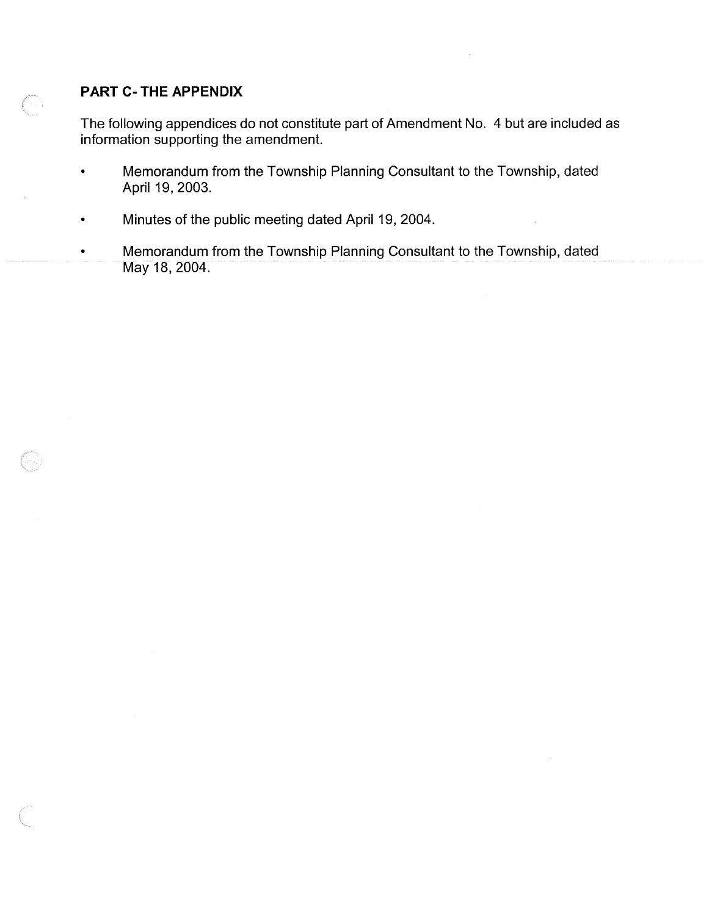## PART C- THE APPENDIX

The following appendices do not constitute part of Amendment No. 4 but are included as information supporting the amendment.

- Memorandum from the Township Planning Consultant to the Township, dated April 19, 2003.
- Minutes of the public meeting dated April 19, 2004.
- Memorandum from the Township Planning Consultant to the Township, dated May 18, 2004.